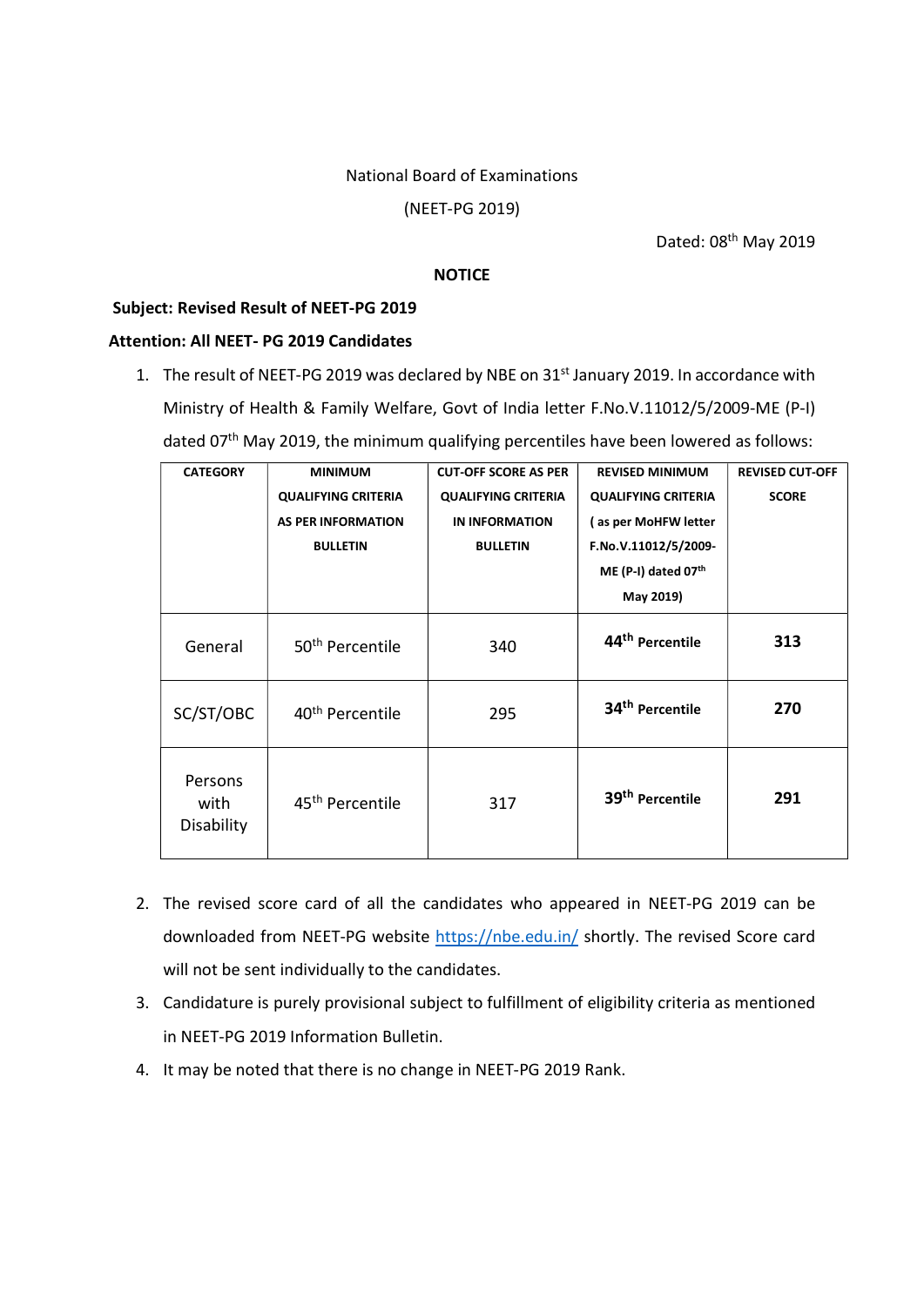National Board of Examinations

(NEET-PG 2019)

Dated: 08th May 2019

## NOTICE

**Subject: Revised Result of NEET-PG 2019**

**Attention: All NEET- PG 2019 Candidates**

1. The result of NEET-PG 2019 was declared by NBE on 31st January 2019. In accordance with Ministry of Health & Family Welfare, Govt of India letter F.No.V.11012/5/2009-ME (P-I) dated 07th May 2019, the minimum qualifying percentiles have been lowered as follows:

| CATEGORY | MINIMUM QUALIFYING CRITERIA AS PER INFORMATION BULLETIN | CUT-OFF SCORE AS PER QUALIFYING CRITERIA IN INFORMATION BULLETIN | REVISED MINIMUM QUALIFYING CRITERIA ( as per MoHFW letter F.No.V.11012/5/2009-ME (P-I) dated 07th May 2019) | REVISED CUT-OFF SCORE |
|---|---|---|---|---|
| General | 50th Percentile | 340 | **44th Percentile** | **313** |
| SC/ST/OBC | 40th Percentile | 295 | **34th Percentile** | **270** |
| Persons with Disability | 45th Percentile | 317 | **39th Percentile** | **291** |

2. The revised score card of all the candidates who appeared in NEET-PG 2019 can be downloaded from NEET-PG website https://nbe.edu.in/ shortly. The revised Score card will not be sent individually to the candidates.
3. Candidature is purely provisional subject to fulfillment of eligibility criteria as mentioned in NEET-PG 2019 Information Bulletin.
4. It may be noted that there is no change in NEET-PG 2019 Rank.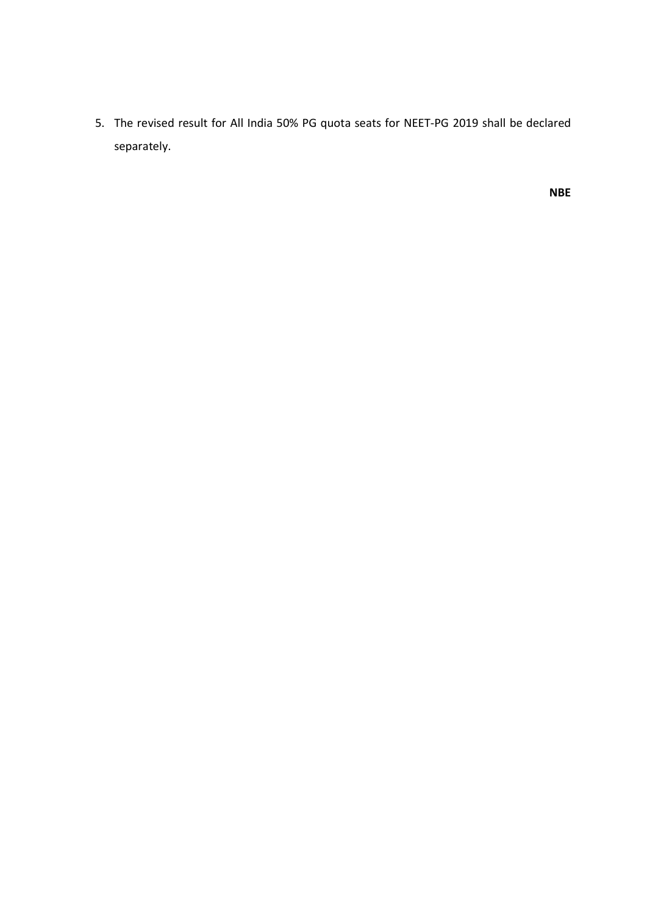5. The revised result for All India 50% PG quota seats for NEET-PG 2019 shall be declared separately.

**NBE**